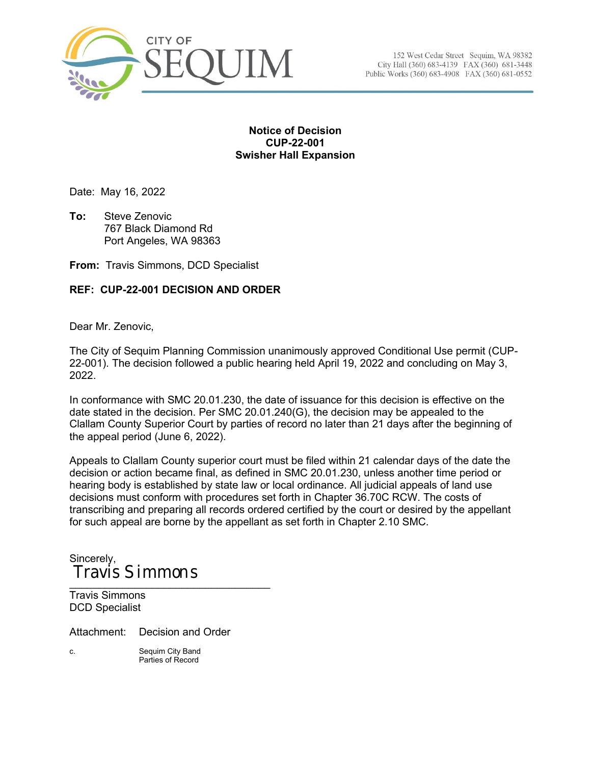CITY OF SEQUIM

152 West Cedar Street Sequim, WA 98382
City Hall (360) 683-4139 FAX (360) 681-3448
Public Works (360) 683-4908 FAX (360) 681-0552

**Notice of Decision**
**CUP-22-001**
**Swisher Hall Expansion**

Date: May 16, 2022

**To:** Steve Zenovic
767 Black Diamond Rd
Port Angeles, WA 98363

**From:** Travis Simmons, DCD Specialist

**REF: CUP-22-001 DECISION AND ORDER**

Dear Mr. Zenovic,

The City of Sequim Planning Commission unanimously approved Conditional Use permit (CUP-22-001). The decision followed a public hearing held April 19, 2022 and concluding on May 3, 2022.

In conformance with SMC 20.01.230, the date of issuance for this decision is effective on the date stated in the decision. Per SMC 20.01.240(G), the decision may be appealed to the Clallam County Superior Court by parties of record no later than 21 days after the beginning of the appeal period (June 6, 2022).

Appeals to Clallam County superior court must be filed within 21 calendar days of the date the decision or action became final, as defined in SMC 20.01.230, unless another time period or hearing body is established by state law or local ordinance. All judicial appeals of land use decisions must conform with procedures set forth in Chapter 36.70C RCW. The costs of transcribing and preparing all records ordered certified by the court or desired by the appellant for such appeal are borne by the appellant as set forth in Chapter 2.10 SMC.

Sincerely,
Travis Simmons

Travis Simmons
DCD Specialist

Attachment: Decision and Order

c. Sequim City Band
Parties of Record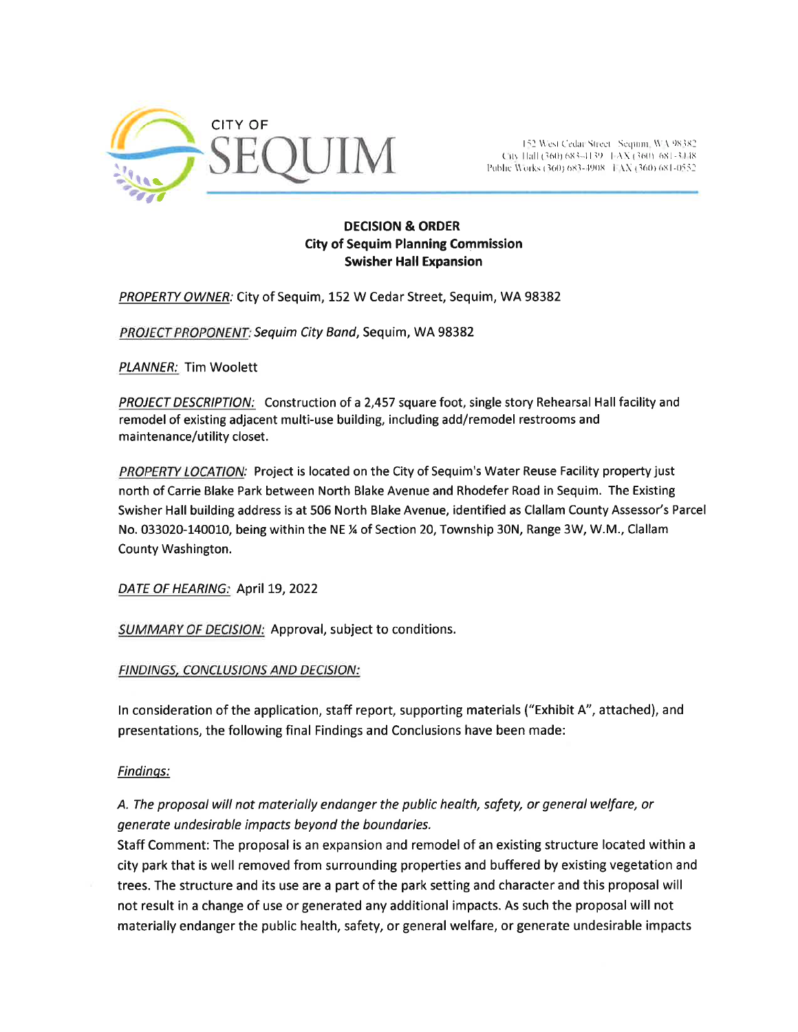CITY OF SEQUIM

152 West Cedar Street Sequim, WA 98382
City Hall (360) 683-4139 FAX (360) 681-3448
Public Works (360) 683-4908 FAX (360) 681-0552

**DECISION & ORDER**
**City of Sequim Planning Commission**
**Swisher Hall Expansion**

PROPERTY OWNER: City of Sequim, 152 W Cedar Street, Sequim, WA 98382

PROJECT PROPONENT: *Sequim City Band*, Sequim, WA 98382

PLANNER: Tim Woolett

PROJECT DESCRIPTION: Construction of a 2,457 square foot, single story Rehearsal Hall facility and remodel of existing adjacent multi-use building, including add/remodel restrooms and maintenance/utility closet.

PROPERTY LOCATION: Project is located on the City of Sequim's Water Reuse Facility property just north of Carrie Blake Park between North Blake Avenue and Rhodefer Road in Sequim. The Existing Swisher Hall building address is at 506 North Blake Avenue, identified as Clallam County Assessor's Parcel No. 033020-140010, being within the NE ¼ of Section 20, Township 30N, Range 3W, W.M., Clallam County Washington.

DATE OF HEARING: April 19, 2022

SUMMARY OF DECISION: Approval, subject to conditions.

FINDINGS, CONCLUSIONS AND DECISION:

In consideration of the application, staff report, supporting materials ("Exhibit A", attached), and presentations, the following final Findings and Conclusions have been made:

*Findings:*

*A. The proposal will not materially endanger the public health, safety, or general welfare, or generate undesirable impacts beyond the boundaries.*

Staff Comment: The proposal is an expansion and remodel of an existing structure located within a city park that is well removed from surrounding properties and buffered by existing vegetation and trees. The structure and its use are a part of the park setting and character and this proposal will not result in a change of use or generated any additional impacts. As such the proposal will not materially endanger the public health, safety, or general welfare, or generate undesirable impacts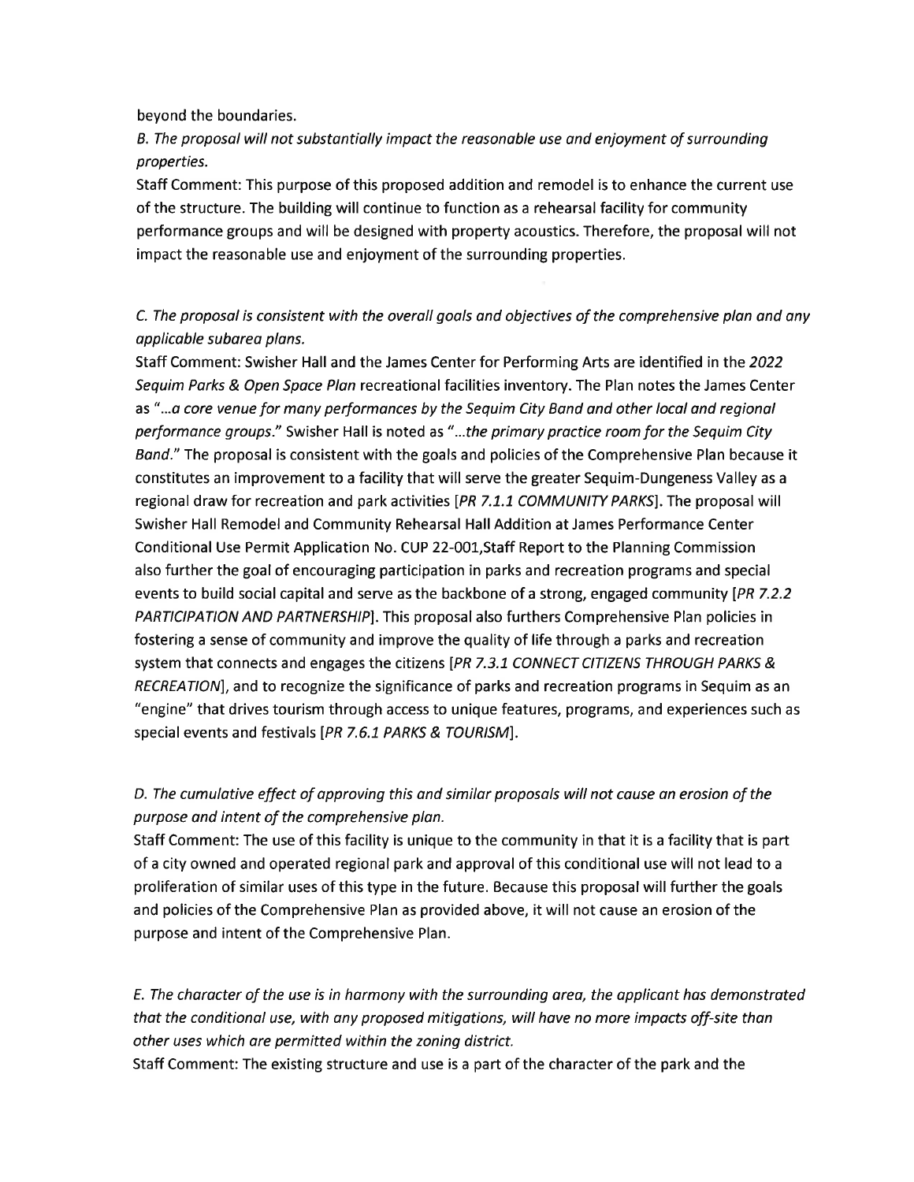beyond the boundaries.

*B. The proposal will not substantially impact the reasonable use and enjoyment of surrounding properties.*

Staff Comment: This purpose of this proposed addition and remodel is to enhance the current use of the structure. The building will continue to function as a rehearsal facility for community performance groups and will be designed with property acoustics. Therefore, the proposal will not impact the reasonable use and enjoyment of the surrounding properties.

*C. The proposal is consistent with the overall goals and objectives of the comprehensive plan and any applicable subarea plans.*

Staff Comment: Swisher Hall and the James Center for Performing Arts are identified in the *2022 Sequim Parks & Open Space Plan* recreational facilities inventory. The Plan notes the James Center as "*...a core venue for many performances by the Sequim City Band and other local and regional performance groups.*" Swisher Hall is noted as "*...the primary practice room for the Sequim City Band.*" The proposal is consistent with the goals and policies of the Comprehensive Plan because it constitutes an improvement to a facility that will serve the greater Sequim-Dungeness Valley as a regional draw for recreation and park activities [*PR 7.1.1 COMMUNITY PARKS*]. The proposal will also further the goal of encouraging participation in parks and recreation programs and special events to build social capital and serve as the backbone of a strong, engaged community [*PR 7.2.2 PARTICIPATION AND PARTNERSHIP*]. This proposal also furthers Comprehensive Plan policies in fostering a sense of community and improve the quality of life through a parks and recreation system that connects and engages the citizens [*PR 7.3.1 CONNECT CITIZENS THROUGH PARKS & RECREATION*], and to recognize the significance of parks and recreation programs in Sequim as an "engine" that drives tourism through access to unique features, programs, and experiences such as special events and festivals [*PR 7.6.1 PARKS & TOURISM*].

*D. The cumulative effect of approving this and similar proposals will not cause an erosion of the purpose and intent of the comprehensive plan.*

Staff Comment: The use of this facility is unique to the community in that it is a facility that is part of a city owned and operated regional park and approval of this conditional use will not lead to a proliferation of similar uses of this type in the future. Because this proposal will further the goals and policies of the Comprehensive Plan as provided above, it will not cause an erosion of the purpose and intent of the Comprehensive Plan.

*E. The character of the use is in harmony with the surrounding area, the applicant has demonstrated that the conditional use, with any proposed mitigations, will have no more impacts off-site than other uses which are permitted within the zoning district.*

Staff Comment: The existing structure and use is a part of the character of the park and the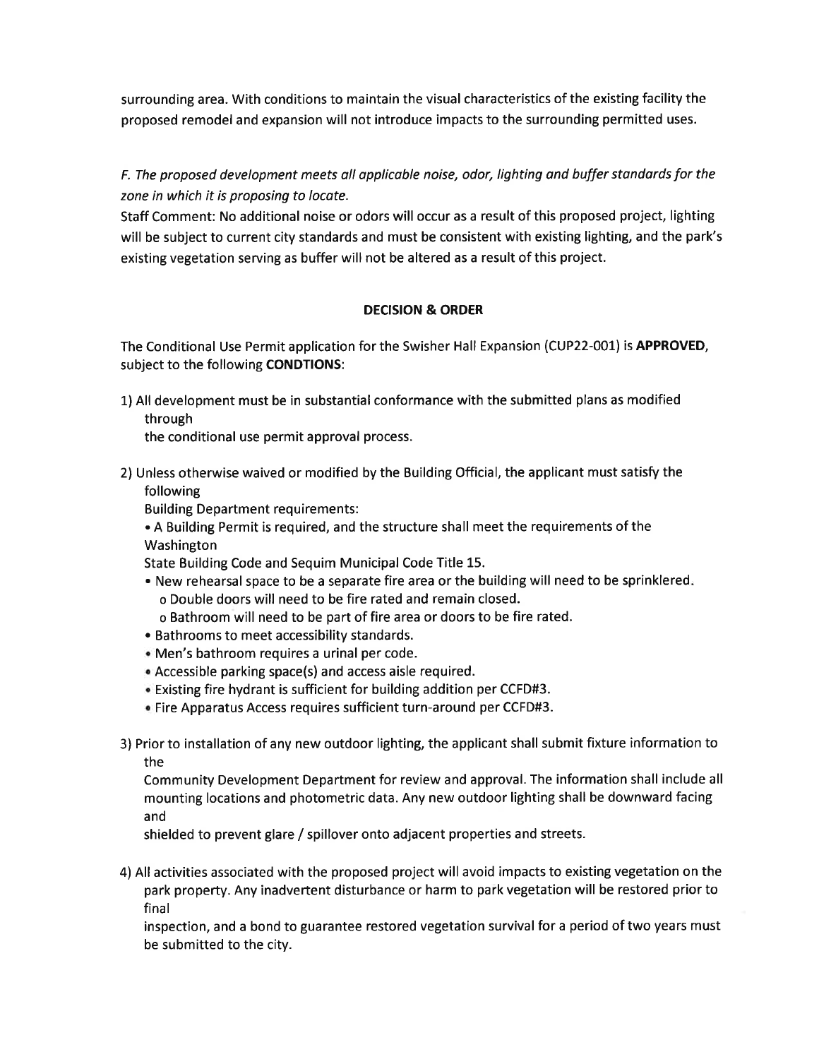surrounding area. With conditions to maintain the visual characteristics of the existing facility the proposed remodel and expansion will not introduce impacts to the surrounding permitted uses.

*F. The proposed development meets all applicable noise, odor, lighting and buffer standards for the zone in which it is proposing to locate.*

Staff Comment: No additional noise or odors will occur as a result of this proposed project, lighting will be subject to current city standards and must be consistent with existing lighting, and the park's existing vegetation serving as buffer will not be altered as a result of this project.

**DECISION & ORDER**

The Conditional Use Permit application for the Swisher Hall Expansion (CUP22-001) is **APPROVED**, subject to the following **CONDTIONS**:

1) All development must be in substantial conformance with the submitted plans as modified through the conditional use permit approval process.

2) Unless otherwise waived or modified by the Building Official, the applicant must satisfy the following Building Department requirements:
   - A Building Permit is required, and the structure shall meet the requirements of the Washington State Building Code and Sequim Municipal Code Title 15.
   - New rehearsal space to be a separate fire area or the building will need to be sprinklered.
     - Double doors will need to be fire rated and remain closed.
     - Bathroom will need to be part of fire area or doors to be fire rated.
   - Bathrooms to meet accessibility standards.
   - Men's bathroom requires a urinal per code.
   - Accessible parking space(s) and access aisle required.
   - Existing fire hydrant is sufficient for building addition per CCFD#3.
   - Fire Apparatus Access requires sufficient turn-around per CCFD#3.

3) Prior to installation of any new outdoor lighting, the applicant shall submit fixture information to the Community Development Department for review and approval. The information shall include all mounting locations and photometric data. Any new outdoor lighting shall be downward facing and shielded to prevent glare / spillover onto adjacent properties and streets.

4) All activities associated with the proposed project will avoid impacts to existing vegetation on the park property. Any inadvertent disturbance or harm to park vegetation will be restored prior to final inspection, and a bond to guarantee restored vegetation survival for a period of two years must be submitted to the city.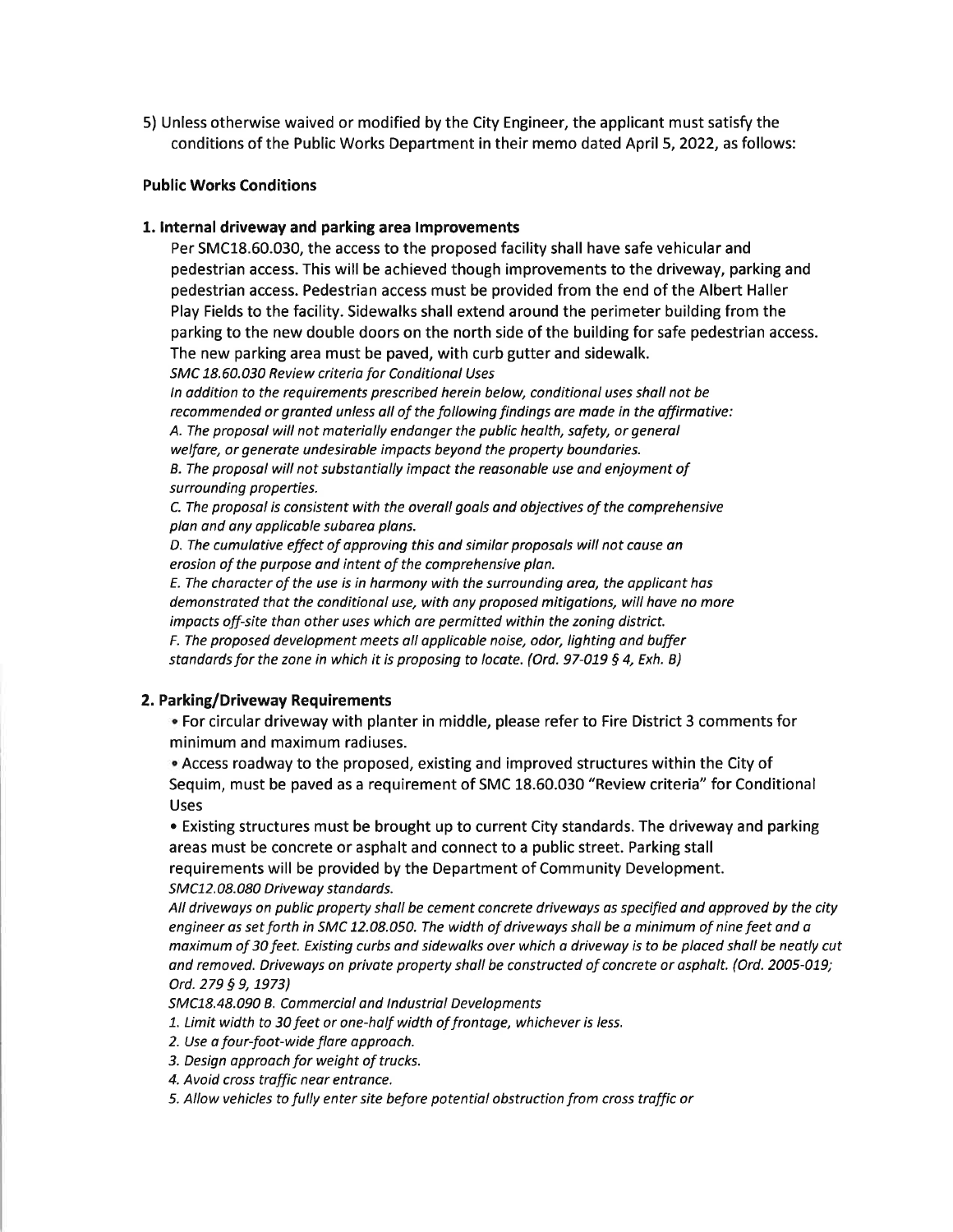5) Unless otherwise waived or modified by the City Engineer, the applicant must satisfy the conditions of the Public Works Department in their memo dated April 5, 2022, as follows:

**Public Works Conditions**

**1. Internal driveway and parking area Improvements**

Per SMC18.60.030, the access to the proposed facility shall have safe vehicular and pedestrian access. This will be achieved though improvements to the driveway, parking and pedestrian access. Pedestrian access must be provided from the end of the Albert Haller Play Fields to the facility. Sidewalks shall extend around the perimeter building from the parking to the new double doors on the north side of the building for safe pedestrian access. The new parking area must be paved, with curb gutter and sidewalk.

*SMC 18.60.030 Review criteria for Conditional Uses*

*In addition to the requirements prescribed herein below, conditional uses shall not be recommended or granted unless all of the following findings are made in the affirmative:*

*A. The proposal will not materially endanger the public health, safety, or general welfare, or generate undesirable impacts beyond the property boundaries.*

*B. The proposal will not substantially impact the reasonable use and enjoyment of surrounding properties.*

*C. The proposal is consistent with the overall goals and objectives of the comprehensive plan and any applicable subarea plans.*

*D. The cumulative effect of approving this and similar proposals will not cause an erosion of the purpose and intent of the comprehensive plan.*

*E. The character of the use is in harmony with the surrounding area, the applicant has demonstrated that the conditional use, with any proposed mitigations, will have no more impacts off-site than other uses which are permitted within the zoning district.*

*F. The proposed development meets all applicable noise, odor, lighting and buffer standards for the zone in which it is proposing to locate. (Ord. 97-019 § 4, Exh. B)*

**2. Parking/Driveway Requirements**

- For circular driveway with planter in middle, please refer to Fire District 3 comments for minimum and maximum radiuses.
- Access roadway to the proposed, existing and improved structures within the City of Sequim, must be paved as a requirement of SMC 18.60.030 "Review criteria" for Conditional Uses
- Existing structures must be brought up to current City standards. The driveway and parking areas must be concrete or asphalt and connect to a public street. Parking stall requirements will be provided by the Department of Community Development.

*SMC12.08.080 Driveway standards.*

*All driveways on public property shall be cement concrete driveways as specified and approved by the city engineer as set forth in SMC 12.08.050. The width of driveways shall be a minimum of nine feet and a maximum of 30 feet. Existing curbs and sidewalks over which a driveway is to be placed shall be neatly cut and removed. Driveways on private property shall be constructed of concrete or asphalt. (Ord. 2005-019; Ord. 279 § 9, 1973)*

*SMC18.48.090 B. Commercial and Industrial Developments*

*1. Limit width to 30 feet or one-half width of frontage, whichever is less.*

*2. Use a four-foot-wide flare approach.*

*3. Design approach for weight of trucks.*

*4. Avoid cross traffic near entrance.*

*5. Allow vehicles to fully enter site before potential obstruction from cross traffic or*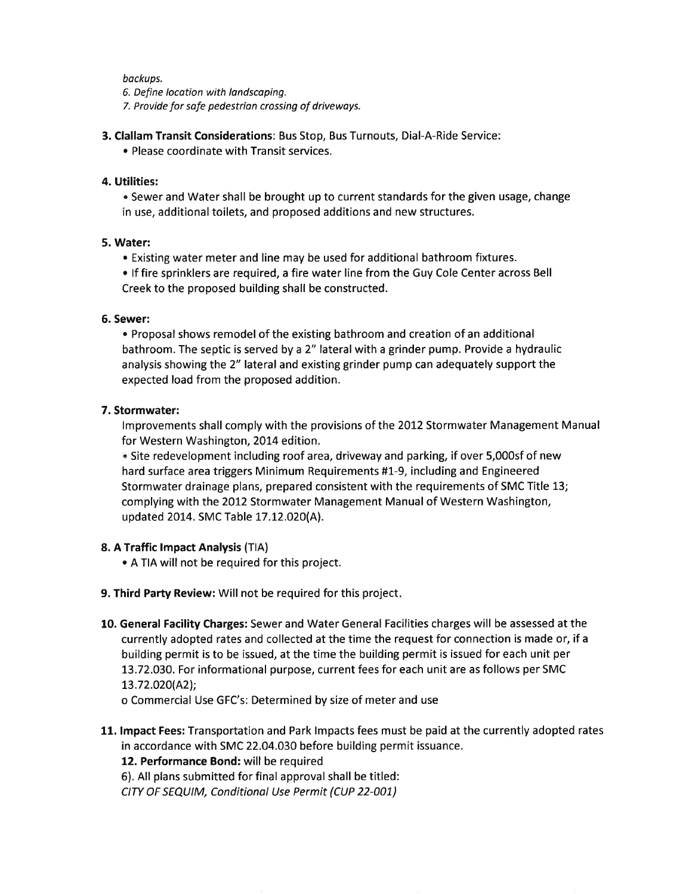*backups.*

*6. Define location with landscaping.*

*7. Provide for safe pedestrian crossing of driveways.*

**3. Clallam Transit Considerations**: Bus Stop, Bus Turnouts, Dial-A-Ride Service:

- Please coordinate with Transit services.

**4. Utilities:**

- Sewer and Water shall be brought up to current standards for the given usage, change in use, additional toilets, and proposed additions and new structures.

**5. Water:**

- Existing water meter and line may be used for additional bathroom fixtures.
- If fire sprinklers are required, a fire water line from the Guy Cole Center across Bell Creek to the proposed building shall be constructed.

**6. Sewer:**

- Proposal shows remodel of the existing bathroom and creation of an additional bathroom. The septic is served by a 2" lateral with a grinder pump. Provide a hydraulic analysis showing the 2" lateral and existing grinder pump can adequately support the expected load from the proposed addition.

**7. Stormwater:**

Improvements shall comply with the provisions of the 2012 Stormwater Management Manual for Western Washington, 2014 edition.

- Site redevelopment including roof area, driveway and parking, if over 5,000sf of new hard surface area triggers Minimum Requirements #1-9, including and Engineered Stormwater drainage plans, prepared consistent with the requirements of SMC Title 13; complying with the 2012 Stormwater Management Manual of Western Washington, updated 2014. SMC Table 17.12.020(A).

**8. A Traffic Impact Analysis** (TIA)

- A TIA will not be required for this project.

**9. Third Party Review:** Will not be required for this project.

**10. General Facility Charges:** Sewer and Water General Facilities charges will be assessed at the currently adopted rates and collected at the time the request for connection is made or, if a building permit is to be issued, at the time the building permit is issued for each unit per 13.72.030. For informational purpose, current fees for each unit are as follows per SMC 13.72.020(A2);

o Commercial Use GFC's: Determined by size of meter and use

**11. Impact Fees:** Transportation and Park Impacts fees must be paid at the currently adopted rates in accordance with SMC 22.04.030 before building permit issuance.

**12. Performance Bond:** will be required

6). All plans submitted for final approval shall be titled:

*CITY OF SEQUIM, Conditional Use Permit (CUP 22-001)*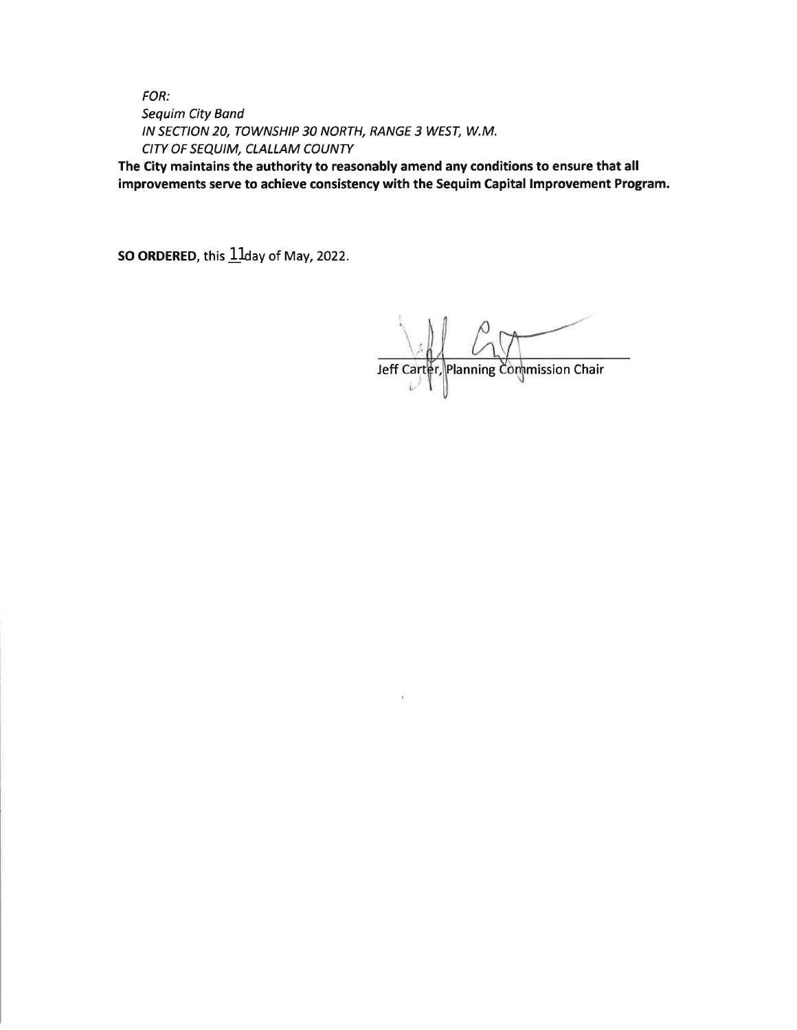*FOR:*
*Sequim City Band*
*IN SECTION 20, TOWNSHIP 30 NORTH, RANGE 3 WEST, W.M.*
*CITY OF SEQUIM, CLALLAM COUNTY*

**The City maintains the authority to reasonably amend any conditions to ensure that all improvements serve to achieve consistency with the Sequim Capital Improvement Program.**

**SO ORDERED**, this 11 day of May, 2022.

Jeff Carter, Planning Commission Chair